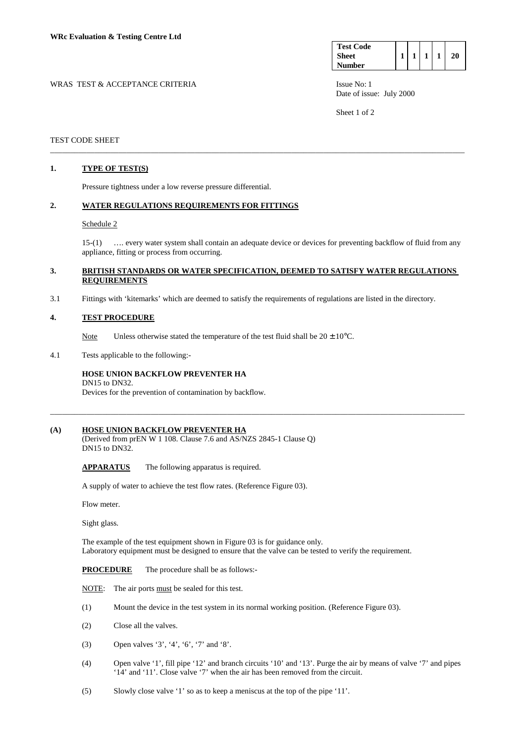**WRc Evaluation & Testing Centre Ltd**

| Test Code Sheet Number | 1 | 1 | 1 | 1 | 20 |
|---|---|---|---|---|---|

WRAS TEST & ACCEPTANCE CRITERIA

Issue No: 1
Date of issue: July 2000

TEST CODE SHEET

---

## 1. TYPE OF TEST(S)

Pressure tightness under a low reverse pressure differential.

## 2. WATER REGULATIONS REQUIREMENTS FOR FITTINGS

Schedule 2

15-(1) …. every water system shall contain an adequate device or devices for preventing backflow of fluid from any appliance, fitting or process from occurring.

## 3. BRITISH STANDARDS OR WATER SPECIFICATION, DEEMED TO SATISFY WATER REGULATIONS REQUIREMENTS

3.1 Fittings with 'kitemarks' which are deemed to satisfy the requirements of regulations are listed in the directory.

## 4. TEST PROCEDURE

Note Unless otherwise stated the temperature of the test fluid shall be $20 \pm 10°C$.

4.1 Tests applicable to the following:-

**HOSE UNION BACKFLOW PREVENTER HA**
DN15 to DN32.
Devices for the prevention of contamination by backflow.

---

## (A) HOSE UNION BACKFLOW PREVENTER HA

(Derived from prEN W 1 108. Clause 7.6 and AS/NZS 2845-1 Clause Q)
DN15 to DN32.

**APPARATUS** The following apparatus is required.

A supply of water to achieve the test flow rates. (Reference Figure 03).

Flow meter.

Sight glass.

The example of the test equipment shown in Figure 03 is for guidance only.
Laboratory equipment must be designed to ensure that the valve can be tested to verify the requirement.

**PROCEDURE** The procedure shall be as follows:-

NOTE: The air ports must be sealed for this test.

(1) Mount the device in the test system in its normal working position. (Reference Figure 03).

(2) Close all the valves.

(3) Open valves '3', '4', '6', '7' and '8'.

(4) Open valve '1', fill pipe '12' and branch circuits '10' and '13'. Purge the air by means of valve '7' and pipes '14' and '11'. Close valve '7' when the air has been removed from the circuit.

(5) Slowly close valve '1' so as to keep a meniscus at the top of the pipe '11'.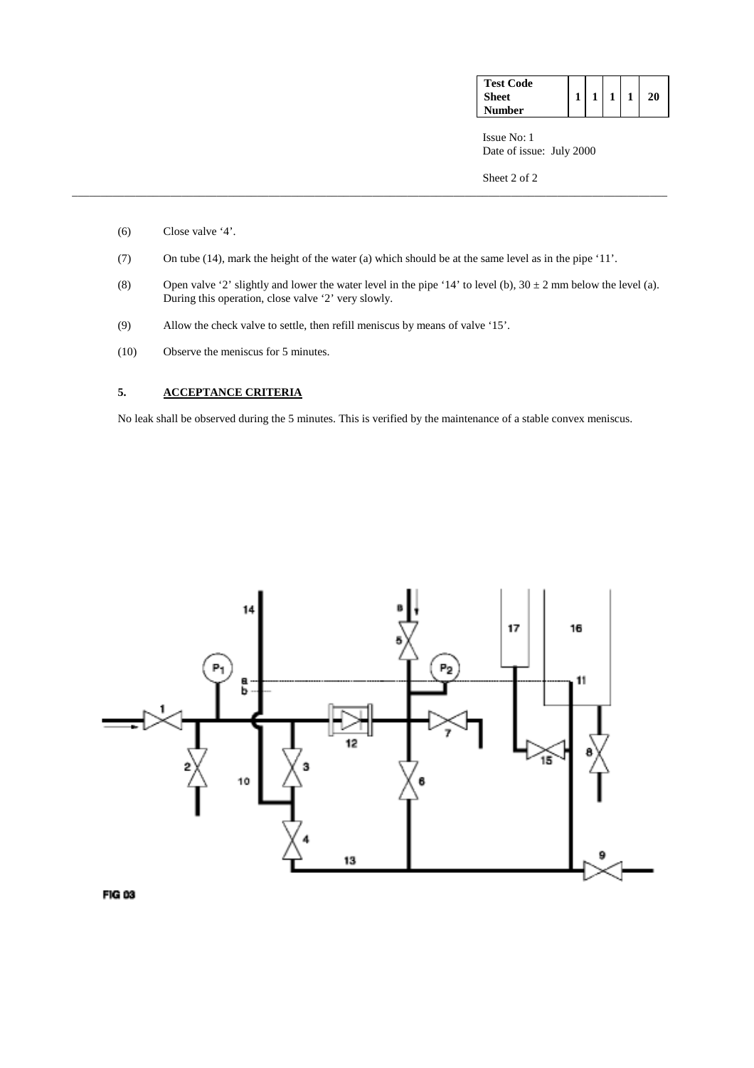(6) Close valve ‘4’.

(7) On tube (14), mark the height of the water (a) which should be at the same level as in the pipe ‘11’.

(8) Open valve ‘2’ slightly and lower the water level in the pipe ‘14’ to level (b), 30 ± 2 mm below the level (a). During this operation, close valve ‘2’ very slowly.

(9) Allow the check valve to settle, then refill meniscus by means of valve ‘15’.

(10) Observe the meniscus for 5 minutes.

## 5. ACCEPTANCE CRITERIA

No leak shall be observed during the 5 minutes. This is verified by the maintenance of a stable convex meniscus.

14
B
5
17
16
$P_1$
$P_2$
a
b
11
1
7
12
15
8
2
3
6
10
4
9
13

FIG 03